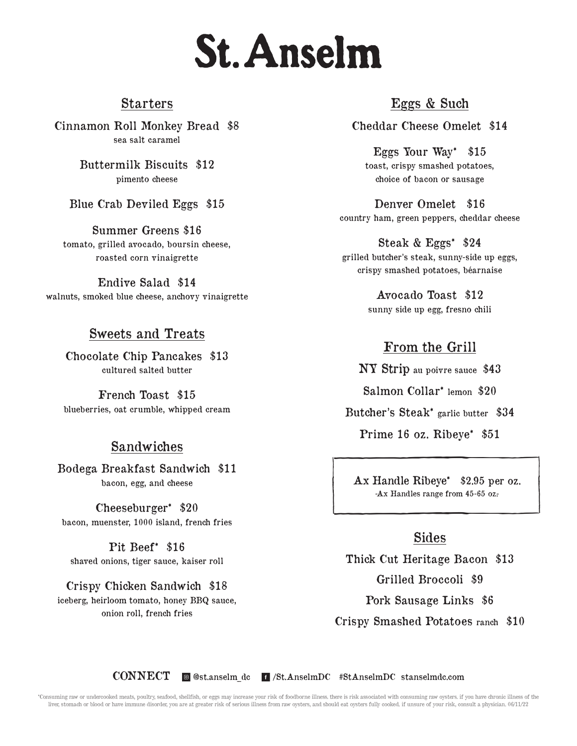# St. Anselm

## Starters

**Cinnamon Roll Monkey Bread** $8
sea salt caramel

**Buttermilk Biscuits** $12
pimento cheese

**Blue Crab Deviled Eggs** $15

**Summer Greens** $16
tomato, grilled avocado, boursin cheese, roasted corn vinaigrette

**Endive Salad** $14
walnuts, smoked blue cheese, anchovy vinaigrette

## Sweets and Treats

**Chocolate Chip Pancakes** $13
cultured salted butter

**French Toast** $15
blueberries, oat crumble, whipped cream

## Sandwiches

**Bodega Breakfast Sandwich** $11
bacon, egg, and cheese

**Cheeseburger*** $20
bacon, muenster, 1000 island, french fries

**Pit Beef*** $16
shaved onions, tiger sauce, kaiser roll

**Crispy Chicken Sandwich** $18
iceberg, heirloom tomato, honey BBQ sauce, onion roll, french fries

## Eggs & Such

**Cheddar Cheese Omelet** $14

**Eggs Your Way*** $15
toast, crispy smashed potatoes, choice of bacon or sausage

**Denver Omelet** $16
country ham, green peppers, cheddar cheese

**Steak & Eggs*** $24
grilled butcher's steak, sunny-side up eggs, crispy smashed potatoes, béarnaise

**Avocado Toast** $12
sunny side up egg, fresno chili

## From the Grill

**NY Strip** au poivre sauce $43

**Salmon Collar*** lemon $20

**Butcher's Steak*** garlic butter $34

**Prime 16 oz. Ribeye*** $51

**Ax Handle Ribeye*** $2.95 per oz.
-Ax Handles range from 45-65 oz.-

## Sides

**Thick Cut Heritage Bacon** $13

**Grilled Broccoli** $9

**Pork Sausage Links** $6

**Crispy Smashed Potatoes** ranch $10

**CONNECT** @st.anselm_dc /St.AnselmDC #StAnselmDC stanselmdc.com

*Consuming raw or undercooked meats, poultry, seafood, shellfish, or eggs may increase your risk of foodborne illness. there is risk associated with consuming raw oysters. if you have chronic illness of the liver, stomach or blood or have immune disorder, you are at greater risk of serious illness from raw oysters, and should eat oysters fully cooked. if unsure of your risk, consult a physician. 06/11/22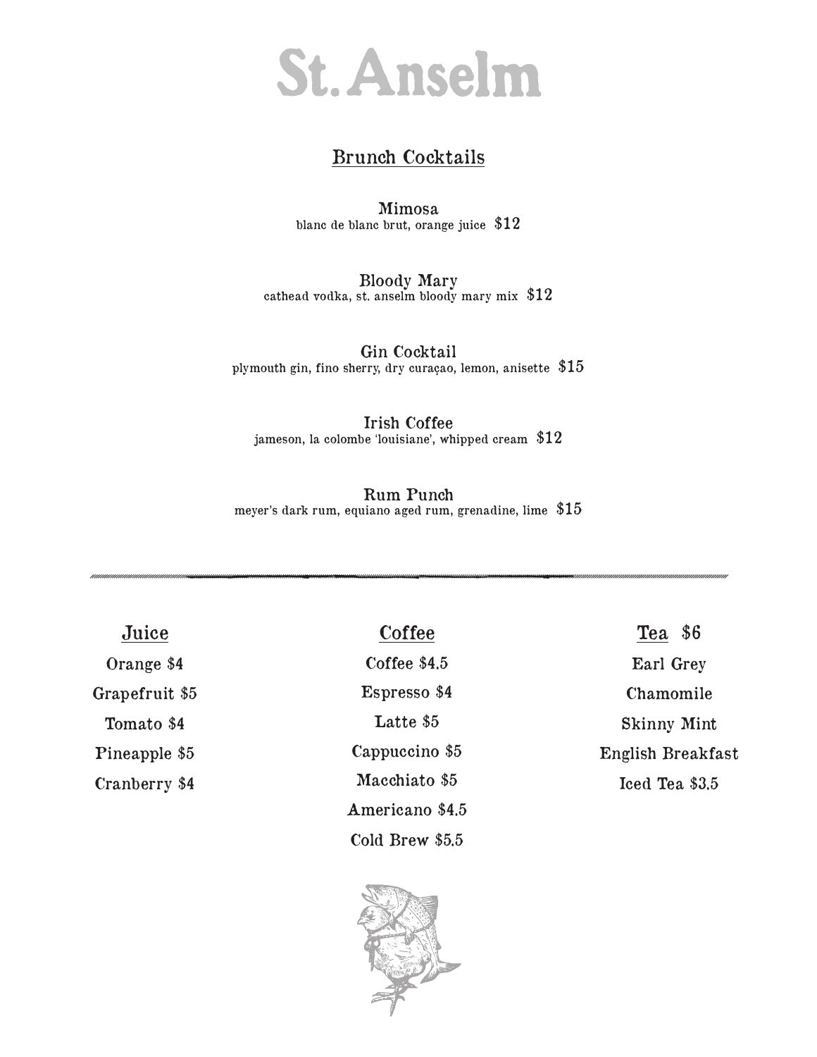# St. Anselm

## Brunch Cocktails

**Mimosa**
blanc de blanc brut, orange juice $12

**Bloody Mary**
cathead vodka, st. anselm bloody mary mix $12

**Gin Cocktail**
plymouth gin, fino sherry, dry curaçao, lemon, anisette $15

**Irish Coffee**
jameson, la colombe 'louisiane', whipped cream $12

**Rum Punch**
meyer's dark rum, equiano aged rum, grenadine, lime $15

---

## Juice

Orange $4

Grapefruit $5

Tomato $4

Pineapple $5

Cranberry $4

## Coffee

Coffee $4.5

Espresso $4

Latte $5

Cappuccino $5

Macchiato $5

Americano $4.5

Cold Brew $5.5

## Tea $6

Earl Grey

Chamomile

Skinny Mint

English Breakfast

Iced Tea $3.5